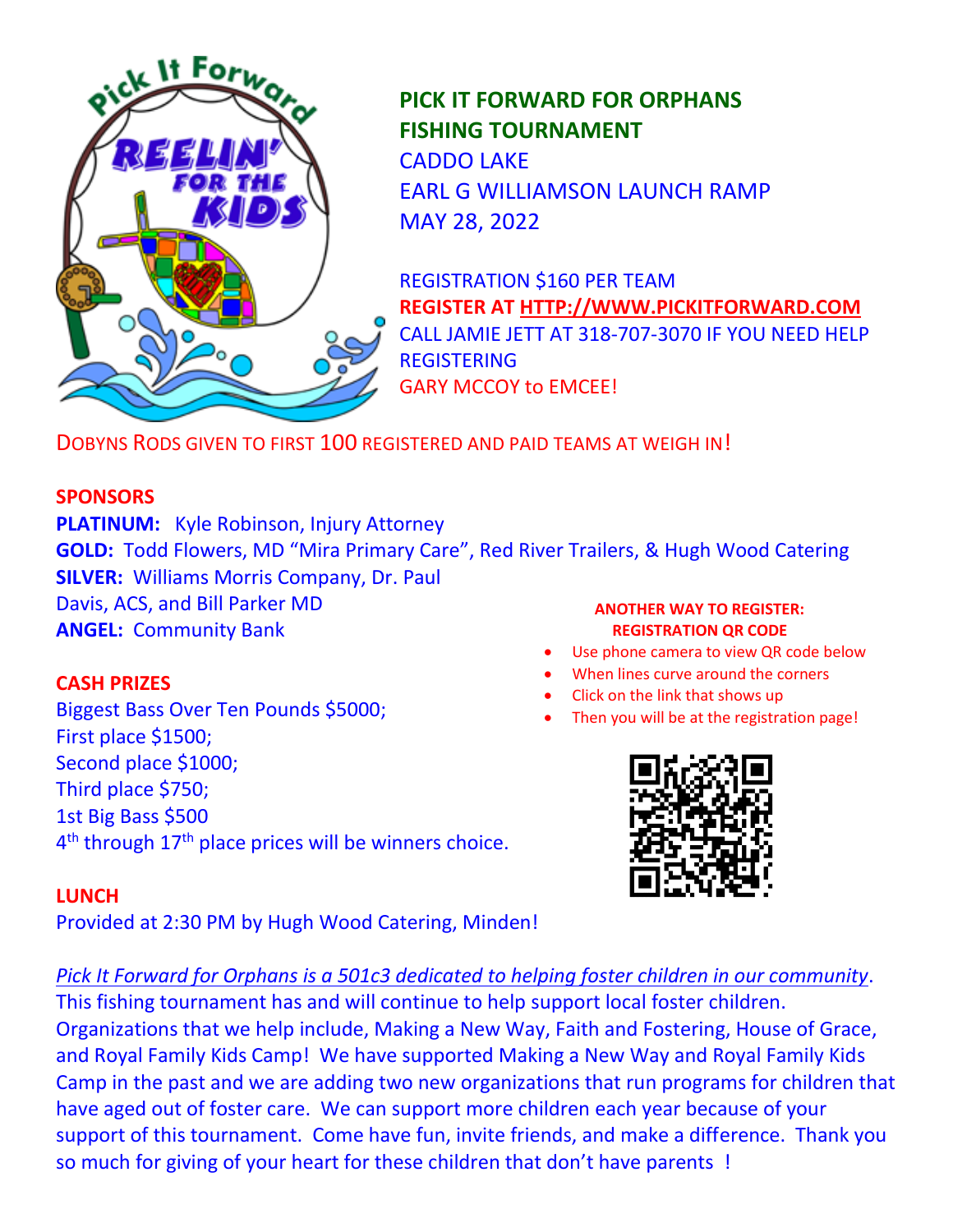# PICK IT FORWARD FOR ORPHANS FISHING TOURNAMENT

CADDO LAKE
EARL G WILLIAMSON LAUNCH RAMP
MAY 28, 2022

REGISTRATION $160 PER TEAM
**REGISTER AT HTTP://WWW.PICKITFORWARD.COM**
CALL JAMIE JETT AT 318-707-3070 IF YOU NEED HELP REGISTERING
GARY MCCOY to EMCEE!

DOBYNS RODS GIVEN TO FIRST 100 REGISTERED AND PAID TEAMS AT WEIGH IN!

**SPONSORS**

**PLATINUM:** Kyle Robinson, Injury Attorney
**GOLD:** Todd Flowers, MD "Mira Primary Care", Red River Trailers, & Hugh Wood Catering
**SILVER:** Williams Morris Company, Dr. Paul Davis, ACS, and Bill Parker MD
**ANGEL:** Community Bank

**CASH PRIZES**

Biggest Bass Over Ten Pounds $5000;
First place $1500;
Second place $1000;
Third place $750;
1st Big Bass $500
4th through 17th place prices will be winners choice.

**LUNCH**

Provided at 2:30 PM by Hugh Wood Catering, Minden!

**ANOTHER WAY TO REGISTER: REGISTRATION QR CODE**

- Use phone camera to view QR code below
- When lines curve around the corners
- Click on the link that shows up
- Then you will be at the registration page!

*Pick It Forward for Orphans is a 501c3 dedicated to helping foster children in our community.* This fishing tournament has and will continue to help support local foster children. Organizations that we help include, Making a New Way, Faith and Fostering, House of Grace, and Royal Family Kids Camp! We have supported Making a New Way and Royal Family Kids Camp in the past and we are adding two new organizations that run programs for children that have aged out of foster care. We can support more children each year because of your support of this tournament. Come have fun, invite friends, and make a difference. Thank you so much for giving of your heart for these children that don't have parents !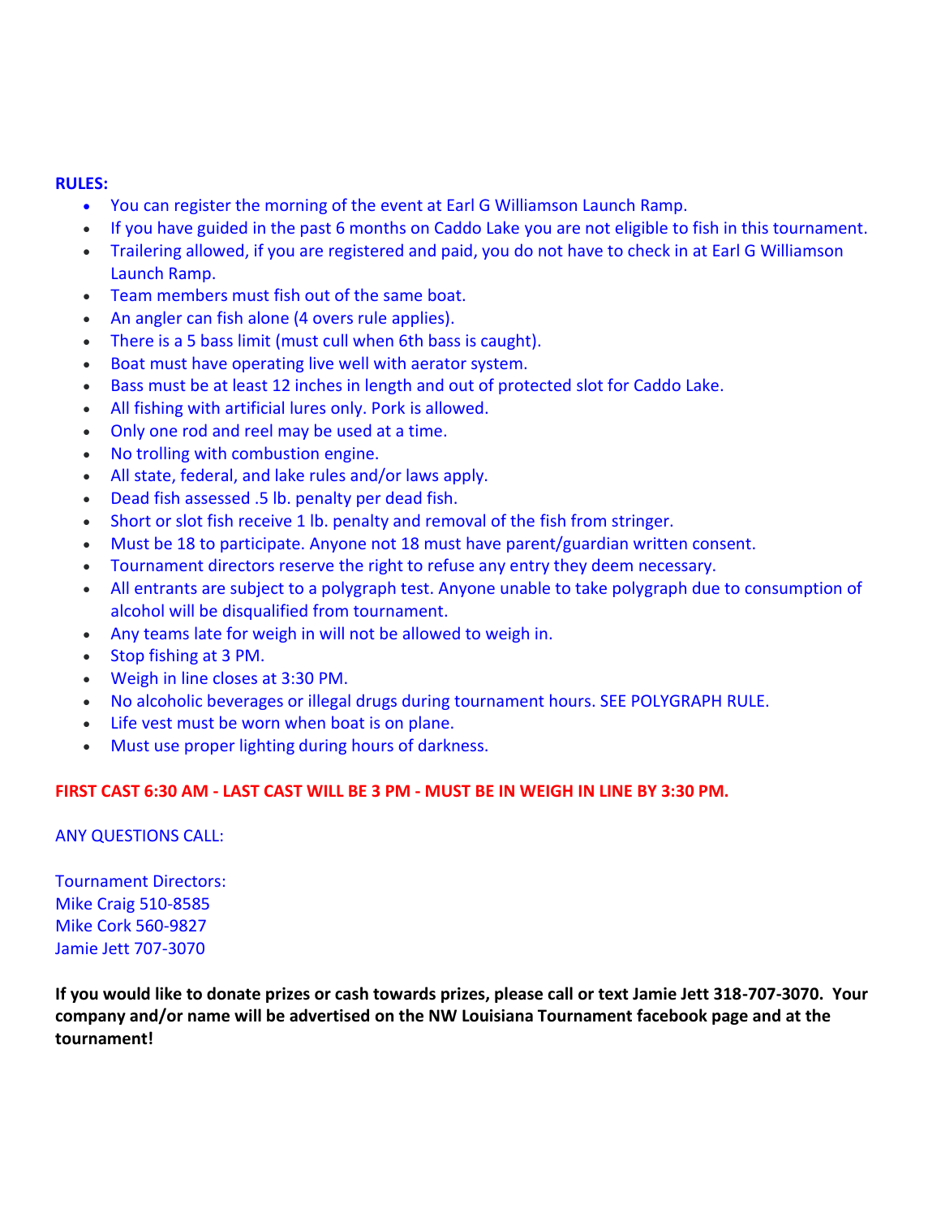**RULES:**

- You can register the morning of the event at Earl G Williamson Launch Ramp.
- If you have guided in the past 6 months on Caddo Lake you are not eligible to fish in this tournament.
- Trailering allowed, if you are registered and paid, you do not have to check in at Earl G Williamson Launch Ramp.
- Team members must fish out of the same boat.
- An angler can fish alone (4 overs rule applies).
- There is a 5 bass limit (must cull when 6th bass is caught).
- Boat must have operating live well with aerator system.
- Bass must be at least 12 inches in length and out of protected slot for Caddo Lake.
- All fishing with artificial lures only. Pork is allowed.
- Only one rod and reel may be used at a time.
- No trolling with combustion engine.
- All state, federal, and lake rules and/or laws apply.
- Dead fish assessed .5 lb. penalty per dead fish.
- Short or slot fish receive 1 lb. penalty and removal of the fish from stringer.
- Must be 18 to participate. Anyone not 18 must have parent/guardian written consent.
- Tournament directors reserve the right to refuse any entry they deem necessary.
- All entrants are subject to a polygraph test. Anyone unable to take polygraph due to consumption of alcohol will be disqualified from tournament.
- Any teams late for weigh in will not be allowed to weigh in.
- Stop fishing at 3 PM.
- Weigh in line closes at 3:30 PM.
- No alcoholic beverages or illegal drugs during tournament hours. SEE POLYGRAPH RULE.
- Life vest must be worn when boat is on plane.
- Must use proper lighting during hours of darkness.

**FIRST CAST 6:30 AM - LAST CAST WILL BE 3 PM - MUST BE IN WEIGH IN LINE BY 3:30 PM.**

ANY QUESTIONS CALL:

Tournament Directors:
Mike Craig 510-8585
Mike Cork 560-9827
Jamie Jett 707-3070

**If you would like to donate prizes or cash towards prizes, please call or text Jamie Jett 318-707-3070. Your company and/or name will be advertised on the NW Louisiana Tournament facebook page and at the tournament!**